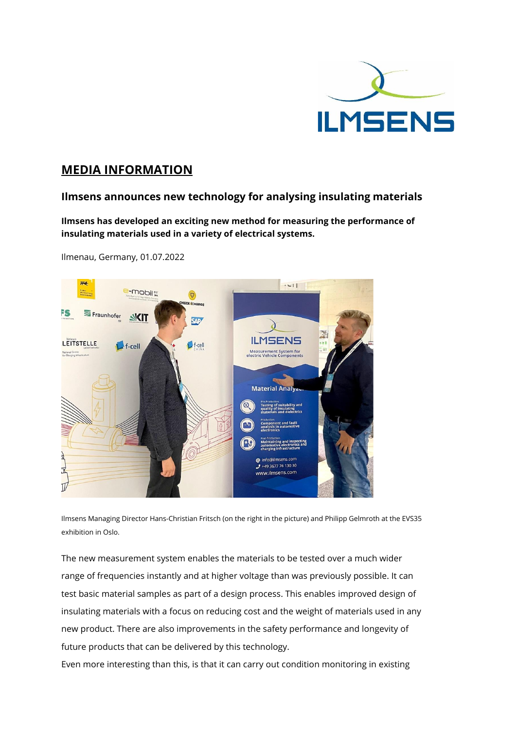# MEDIA INFORMATION

## Ilmsens announces new technology for analysing insulating materials

**Ilmsens has developed an exciting new method for measuring the performance of insulating materials used in a variety of electrical systems.**

Ilmenau, Germany, 01.07.2022

Ilmsens Managing Director Hans-Christian Fritsch (on the right in the picture) and Philipp Gelmroth at the EVS35 exhibition in Oslo.

The new measurement system enables the materials to be tested over a much wider range of frequencies instantly and at higher voltage than was previously possible. It can test basic material samples as part of a design process. This enables improved design of insulating materials with a focus on reducing cost and the weight of materials used in any new product. There are also improvements in the safety performance and longevity of future products that can be delivered by this technology.

Even more interesting than this, is that it can carry out condition monitoring in existing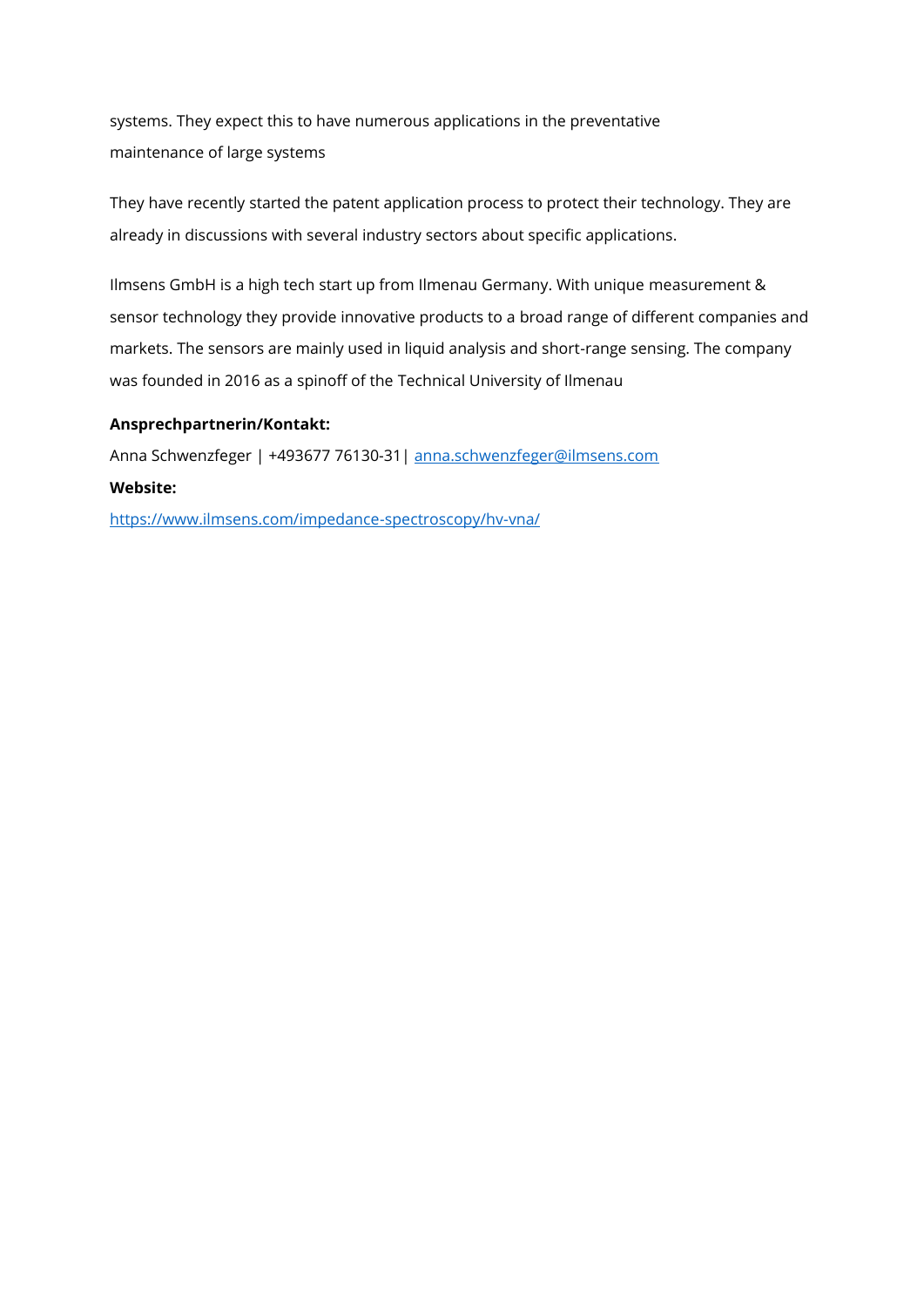systems. They expect this to have numerous applications in the preventative maintenance of large systems

They have recently started the patent application process to protect their technology. They are already in discussions with several industry sectors about specific applications.

Ilmsens GmbH is a high tech start up from Ilmenau Germany. With unique measurement & sensor technology they provide innovative products to a broad range of different companies and markets. The sensors are mainly used in liquid analysis and short-range sensing. The company was founded in 2016 as a spinoff of the Technical University of Ilmenau

**Ansprechpartnerin/Kontakt:**

Anna Schwenzfeger | +493677 76130-31| [anna.schwenzfeger@ilmsens.com](mailto:anna.schwenzfeger@ilmsens.com)

**Website:**

[https://www.ilmsens.com/impedance-spectroscopy/hv-vna/](https://www.ilmsens.com/impedance-spectroscopy/hv-vna/)